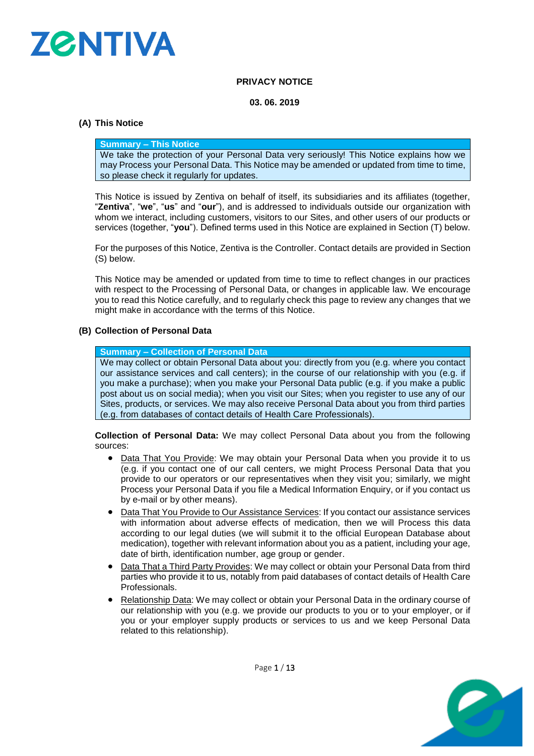# PRIVACY NOTICE

**03. 06. 2019**

## (A) This Notice

| **Summary – This Notice** |
| --- |
| We take the protection of your Personal Data very seriously! This Notice explains how we may Process your Personal Data. This Notice may be amended or updated from time to time, so please check it regularly for updates. |

This Notice is issued by Zentiva on behalf of itself, its subsidiaries and its affiliates (together, "**Zentiva**", "**we**", "**us**" and "**our**"), and is addressed to individuals outside our organization with whom we interact, including customers, visitors to our Sites, and other users of our products or services (together, "**you**"). Defined terms used in this Notice are explained in Section (T) below.

For the purposes of this Notice, Zentiva is the Controller. Contact details are provided in Section (S) below.

This Notice may be amended or updated from time to time to reflect changes in our practices with respect to the Processing of Personal Data, or changes in applicable law. We encourage you to read this Notice carefully, and to regularly check this page to review any changes that we might make in accordance with the terms of this Notice.

## (B) Collection of Personal Data

| **Summary – Collection of Personal Data** |
| --- |
| We may collect or obtain Personal Data about you: directly from you (e.g. where you contact our assistance services and call centers); in the course of our relationship with you (e.g. if you make a purchase); when you make your Personal Data public (e.g. if you make a public post about us on social media); when you visit our Sites; when you register to use any of our Sites, products, or services. We may also receive Personal Data about you from third parties (e.g. from databases of contact details of Health Care Professionals). |

**Collection of Personal Data:** We may collect Personal Data about you from the following sources:

- Data That You Provide: We may obtain your Personal Data when you provide it to us (e.g. if you contact one of our call centers, we might Process Personal Data that you provide to our operators or our representatives when they visit you; similarly, we might Process your Personal Data if you file a Medical Information Enquiry, or if you contact us by e-mail or by other means).
- Data That You Provide to Our Assistance Services: If you contact our assistance services with information about adverse effects of medication, then we will Process this data according to our legal duties (we will submit it to the official European Database about medication), together with relevant information about you as a patient, including your age, date of birth, identification number, age group or gender.
- Data That a Third Party Provides: We may collect or obtain your Personal Data from third parties who provide it to us, notably from paid databases of contact details of Health Care Professionals.
- Relationship Data: We may collect or obtain your Personal Data in the ordinary course of our relationship with you (e.g. we provide our products to you or to your employer, or if you or your employer supply products or services to us and we keep Personal Data related to this relationship).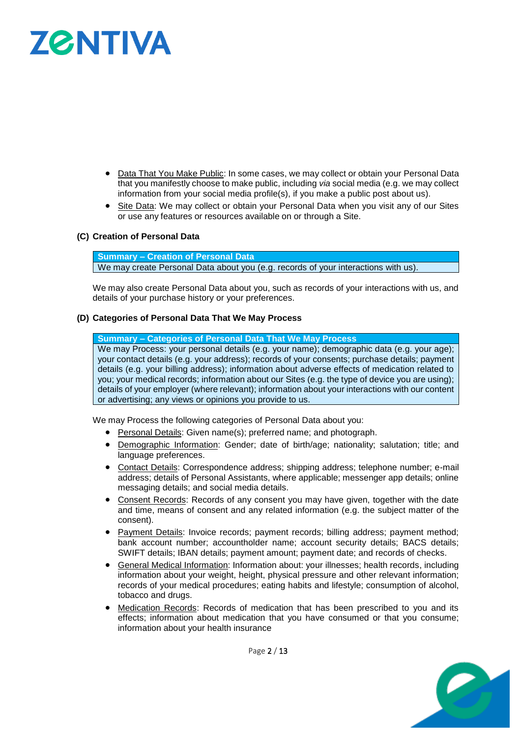- Data That You Make Public: In some cases, we may collect or obtain your Personal Data that you manifestly choose to make public, including *via* social media (e.g. we may collect information from your social media profile(s), if you make a public post about us).
- Site Data: We may collect or obtain your Personal Data when you visit any of our Sites or use any features or resources available on or through a Site.

### (C) Creation of Personal Data

| **Summary – Creation of Personal Data** |
| --- |
| We may create Personal Data about you (e.g. records of your interactions with us). |

We may also create Personal Data about you, such as records of your interactions with us, and details of your purchase history or your preferences.

### (D) Categories of Personal Data That We May Process

| **Summary – Categories of Personal Data That We May Process** |
| --- |
| We may Process: your personal details (e.g. your name); demographic data (e.g. your age); your contact details (e.g. your address); records of your consents; purchase details; payment details (e.g. your billing address); information about adverse effects of medication related to you; your medical records; information about our Sites (e.g. the type of device you are using); details of your employer (where relevant); information about your interactions with our content or advertising; any views or opinions you provide to us. |

We may Process the following categories of Personal Data about you:

- Personal Details: Given name(s); preferred name; and photograph.
- Demographic Information: Gender; date of birth/age; nationality; salutation; title; and language preferences.
- Contact Details: Correspondence address; shipping address; telephone number; e-mail address; details of Personal Assistants, where applicable; messenger app details; online messaging details; and social media details.
- Consent Records: Records of any consent you may have given, together with the date and time, means of consent and any related information (e.g. the subject matter of the consent).
- Payment Details: Invoice records; payment records; billing address; payment method; bank account number; accountholder name; account security details; BACS details; SWIFT details; IBAN details; payment amount; payment date; and records of checks.
- General Medical Information: Information about: your illnesses; health records, including information about your weight, height, physical pressure and other relevant information; records of your medical procedures; eating habits and lifestyle; consumption of alcohol, tobacco and drugs.
- Medication Records: Records of medication that has been prescribed to you and its effects; information about medication that you have consumed or that you consume; information about your health insurance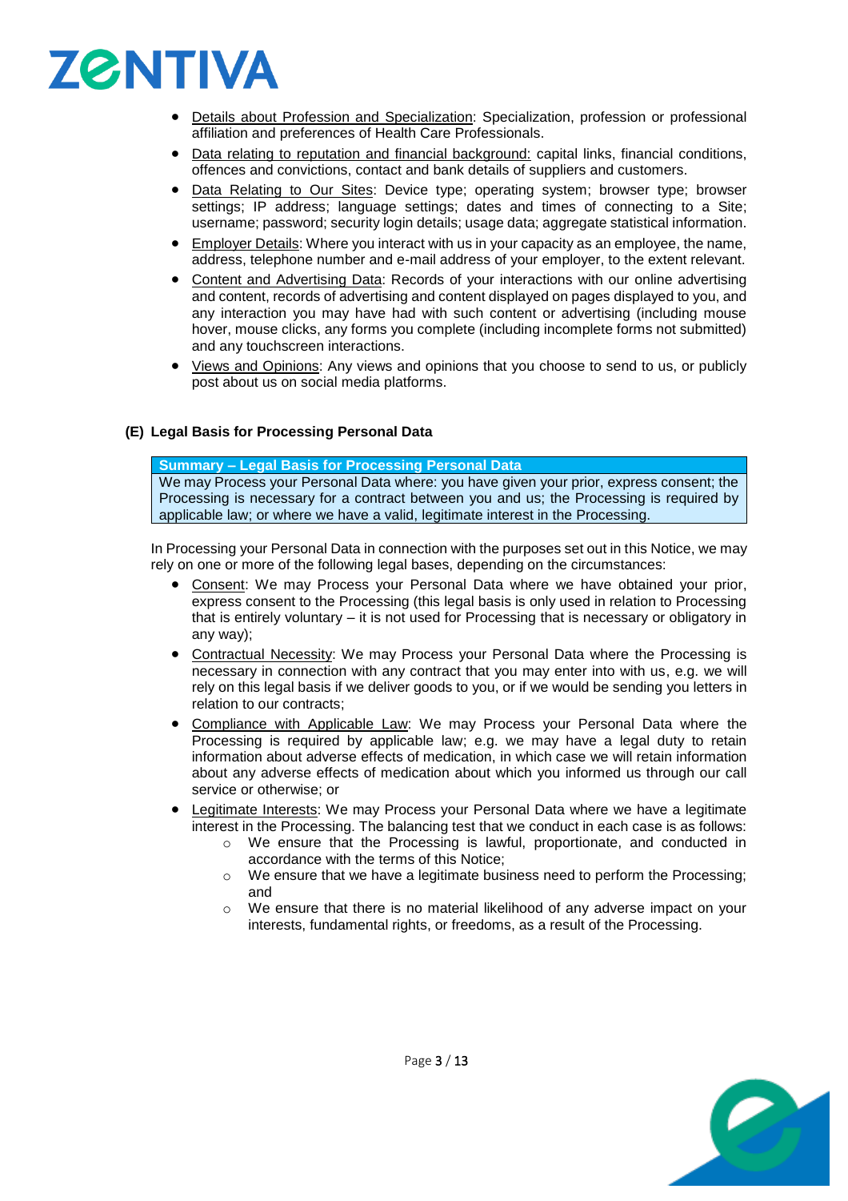- Details about Profession and Specialization: Specialization, profession or professional affiliation and preferences of Health Care Professionals.
- Data relating to reputation and financial background: capital links, financial conditions, offences and convictions, contact and bank details of suppliers and customers.
- Data Relating to Our Sites: Device type; operating system; browser type; browser settings; IP address; language settings; dates and times of connecting to a Site; username; password; security login details; usage data; aggregate statistical information.
- Employer Details: Where you interact with us in your capacity as an employee, the name, address, telephone number and e-mail address of your employer, to the extent relevant.
- Content and Advertising Data: Records of your interactions with our online advertising and content, records of advertising and content displayed on pages displayed to you, and any interaction you may have had with such content or advertising (including mouse hover, mouse clicks, any forms you complete (including incomplete forms not submitted) and any touchscreen interactions.
- Views and Opinions: Any views and opinions that you choose to send to us, or publicly post about us on social media platforms.

### (E) Legal Basis for Processing Personal Data

| **Summary – Legal Basis for Processing Personal Data** |
| --- |
| We may Process your Personal Data where: you have given your prior, express consent; the Processing is necessary for a contract between you and us; the Processing is required by applicable law; or where we have a valid, legitimate interest in the Processing. |

In Processing your Personal Data in connection with the purposes set out in this Notice, we may rely on one or more of the following legal bases, depending on the circumstances:

- Consent: We may Process your Personal Data where we have obtained your prior, express consent to the Processing (this legal basis is only used in relation to Processing that is entirely voluntary – it is not used for Processing that is necessary or obligatory in any way);
- Contractual Necessity: We may Process your Personal Data where the Processing is necessary in connection with any contract that you may enter into with us, e.g. we will rely on this legal basis if we deliver goods to you, or if we would be sending you letters in relation to our contracts;
- Compliance with Applicable Law: We may Process your Personal Data where the Processing is required by applicable law; e.g. we may have a legal duty to retain information about adverse effects of medication, in which case we will retain information about any adverse effects of medication about which you informed us through our call service or otherwise; or
- Legitimate Interests: We may Process your Personal Data where we have a legitimate interest in the Processing. The balancing test that we conduct in each case is as follows:
  - We ensure that the Processing is lawful, proportionate, and conducted in accordance with the terms of this Notice;
  - We ensure that we have a legitimate business need to perform the Processing; and
  - We ensure that there is no material likelihood of any adverse impact on your interests, fundamental rights, or freedoms, as a result of the Processing.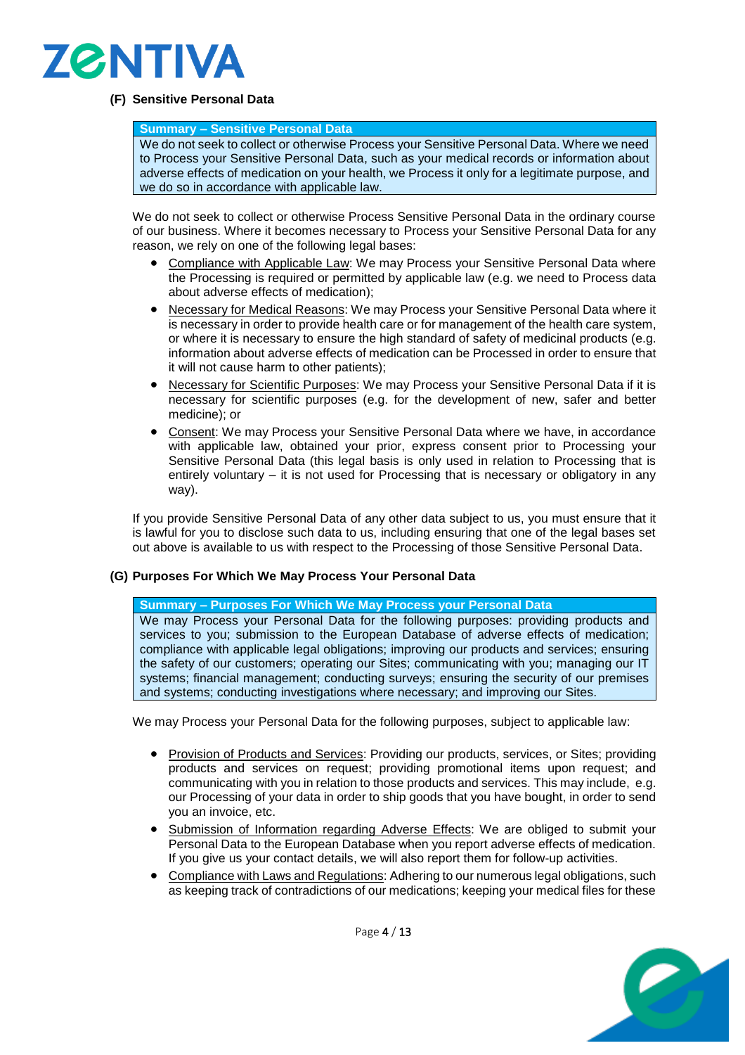### (F) Sensitive Personal Data

| Summary – Sensitive Personal Data |
|---|
| We do not seek to collect or otherwise Process your Sensitive Personal Data. Where we need to Process your Sensitive Personal Data, such as your medical records or information about adverse effects of medication on your health, we Process it only for a legitimate purpose, and we do so in accordance with applicable law. |

We do not seek to collect or otherwise Process Sensitive Personal Data in the ordinary course of our business. Where it becomes necessary to Process your Sensitive Personal Data for any reason, we rely on one of the following legal bases:

- Compliance with Applicable Law: We may Process your Sensitive Personal Data where the Processing is required or permitted by applicable law (e.g. we need to Process data about adverse effects of medication);
- Necessary for Medical Reasons: We may Process your Sensitive Personal Data where it is necessary in order to provide health care or for management of the health care system, or where it is necessary to ensure the high standard of safety of medicinal products (e.g. information about adverse effects of medication can be Processed in order to ensure that it will not cause harm to other patients);
- Necessary for Scientific Purposes: We may Process your Sensitive Personal Data if it is necessary for scientific purposes (e.g. for the development of new, safer and better medicine); or
- Consent: We may Process your Sensitive Personal Data where we have, in accordance with applicable law, obtained your prior, express consent prior to Processing your Sensitive Personal Data (this legal basis is only used in relation to Processing that is entirely voluntary – it is not used for Processing that is necessary or obligatory in any way).

If you provide Sensitive Personal Data of any other data subject to us, you must ensure that it is lawful for you to disclose such data to us, including ensuring that one of the legal bases set out above is available to us with respect to the Processing of those Sensitive Personal Data.

### (G) Purposes For Which We May Process Your Personal Data

| Summary – Purposes For Which We May Process your Personal Data |
|---|
| We may Process your Personal Data for the following purposes: providing products and services to you; submission to the European Database of adverse effects of medication; compliance with applicable legal obligations; improving our products and services; ensuring the safety of our customers; operating our Sites; communicating with you; managing our IT systems; financial management; conducting surveys; ensuring the security of our premises and systems; conducting investigations where necessary; and improving our Sites. |

We may Process your Personal Data for the following purposes, subject to applicable law:

- Provision of Products and Services: Providing our products, services, or Sites; providing products and services on request; providing promotional items upon request; and communicating with you in relation to those products and services. This may include, e.g. our Processing of your data in order to ship goods that you have bought, in order to send you an invoice, etc.
- Submission of Information regarding Adverse Effects: We are obliged to submit your Personal Data to the European Database when you report adverse effects of medication. If you give us your contact details, we will also report them for follow-up activities.
- Compliance with Laws and Regulations: Adhering to our numerous legal obligations, such as keeping track of contradictions of our medications; keeping your medical files for these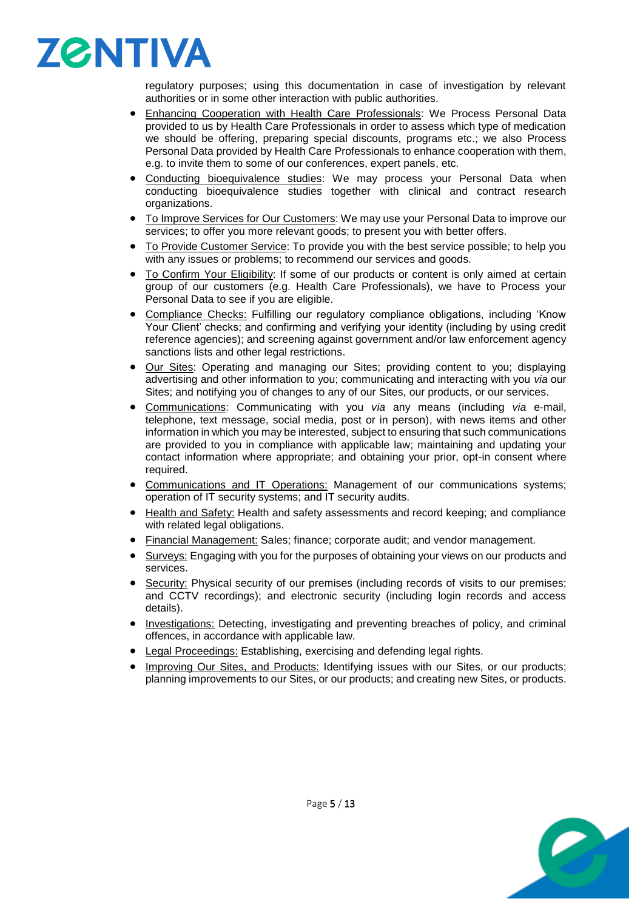regulatory purposes; using this documentation in case of investigation by relevant authorities or in some other interaction with public authorities.

- Enhancing Cooperation with Health Care Professionals: We Process Personal Data provided to us by Health Care Professionals in order to assess which type of medication we should be offering, preparing special discounts, programs etc.; we also Process Personal Data provided by Health Care Professionals to enhance cooperation with them, e.g. to invite them to some of our conferences, expert panels, etc.
- Conducting bioequivalence studies: We may process your Personal Data when conducting bioequivalence studies together with clinical and contract research organizations.
- To Improve Services for Our Customers: We may use your Personal Data to improve our services; to offer you more relevant goods; to present you with better offers.
- To Provide Customer Service: To provide you with the best service possible; to help you with any issues or problems; to recommend our services and goods.
- To Confirm Your Eligibility: If some of our products or content is only aimed at certain group of our customers (e.g. Health Care Professionals), we have to Process your Personal Data to see if you are eligible.
- Compliance Checks: Fulfilling our regulatory compliance obligations, including 'Know Your Client' checks; and confirming and verifying your identity (including by using credit reference agencies); and screening against government and/or law enforcement agency sanctions lists and other legal restrictions.
- Our Sites: Operating and managing our Sites; providing content to you; displaying advertising and other information to you; communicating and interacting with you *via* our Sites; and notifying you of changes to any of our Sites, our products, or our services.
- Communications: Communicating with you *via* any means (including *via* e-mail, telephone, text message, social media, post or in person), with news items and other information in which you may be interested, subject to ensuring that such communications are provided to you in compliance with applicable law; maintaining and updating your contact information where appropriate; and obtaining your prior, opt-in consent where required.
- Communications and IT Operations: Management of our communications systems; operation of IT security systems; and IT security audits.
- Health and Safety: Health and safety assessments and record keeping; and compliance with related legal obligations.
- Financial Management: Sales; finance; corporate audit; and vendor management.
- Surveys: Engaging with you for the purposes of obtaining your views on our products and services.
- Security: Physical security of our premises (including records of visits to our premises; and CCTV recordings); and electronic security (including login records and access details).
- Investigations: Detecting, investigating and preventing breaches of policy, and criminal offences, in accordance with applicable law.
- Legal Proceedings: Establishing, exercising and defending legal rights.
- Improving Our Sites, and Products: Identifying issues with our Sites, or our products; planning improvements to our Sites, or our products; and creating new Sites, or products.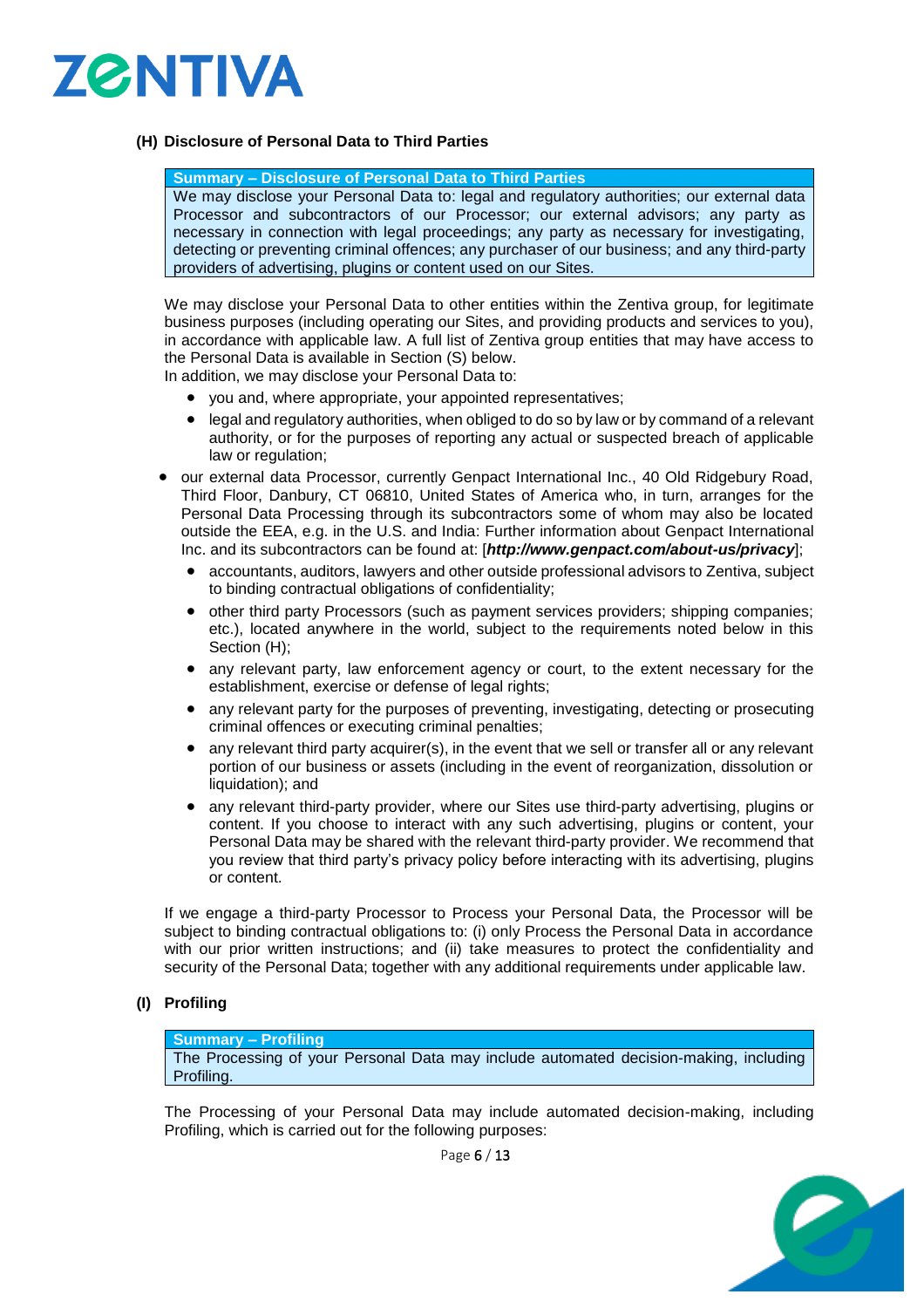## (H) Disclosure of Personal Data to Third Parties

| Summary – Disclosure of Personal Data to Third Parties |
| --- |
| We may disclose your Personal Data to: legal and regulatory authorities; our external data Processor and subcontractors of our Processor; our external advisors; any party as necessary in connection with legal proceedings; any party as necessary for investigating, detecting or preventing criminal offences; any purchaser of our business; and any third-party providers of advertising, plugins or content used on our Sites. |

We may disclose your Personal Data to other entities within the Zentiva group, for legitimate business purposes (including operating our Sites, and providing products and services to you), in accordance with applicable law. A full list of Zentiva group entities that may have access to the Personal Data is available in Section (S) below.

In addition, we may disclose your Personal Data to:

- you and, where appropriate, your appointed representatives;
- legal and regulatory authorities, when obliged to do so by law or by command of a relevant authority, or for the purposes of reporting any actual or suspected breach of applicable law or regulation;
- our external data Processor, currently Genpact International Inc., 40 Old Ridgebury Road, Third Floor, Danbury, CT 06810, United States of America who, in turn, arranges for the Personal Data Processing through its subcontractors some of whom may also be located outside the EEA, e.g. in the U.S. and India: Further information about Genpact International Inc. and its subcontractors can be found at: [***http://www.genpact.com/about-us/privacy***];
- accountants, auditors, lawyers and other outside professional advisors to Zentiva, subject to binding contractual obligations of confidentiality;
- other third party Processors (such as payment services providers; shipping companies; etc.), located anywhere in the world, subject to the requirements noted below in this Section (H);
- any relevant party, law enforcement agency or court, to the extent necessary for the establishment, exercise or defense of legal rights;
- any relevant party for the purposes of preventing, investigating, detecting or prosecuting criminal offences or executing criminal penalties;
- any relevant third party acquirer(s), in the event that we sell or transfer all or any relevant portion of our business or assets (including in the event of reorganization, dissolution or liquidation); and
- any relevant third-party provider, where our Sites use third-party advertising, plugins or content. If you choose to interact with any such advertising, plugins or content, your Personal Data may be shared with the relevant third-party provider. We recommend that you review that third party's privacy policy before interacting with its advertising, plugins or content.

If we engage a third-party Processor to Process your Personal Data, the Processor will be subject to binding contractual obligations to: (i) only Process the Personal Data in accordance with our prior written instructions; and (ii) take measures to protect the confidentiality and security of the Personal Data; together with any additional requirements under applicable law.

## (I) Profiling

| Summary – Profiling |
| --- |
| The Processing of your Personal Data may include automated decision-making, including Profiling. |

The Processing of your Personal Data may include automated decision-making, including Profiling, which is carried out for the following purposes: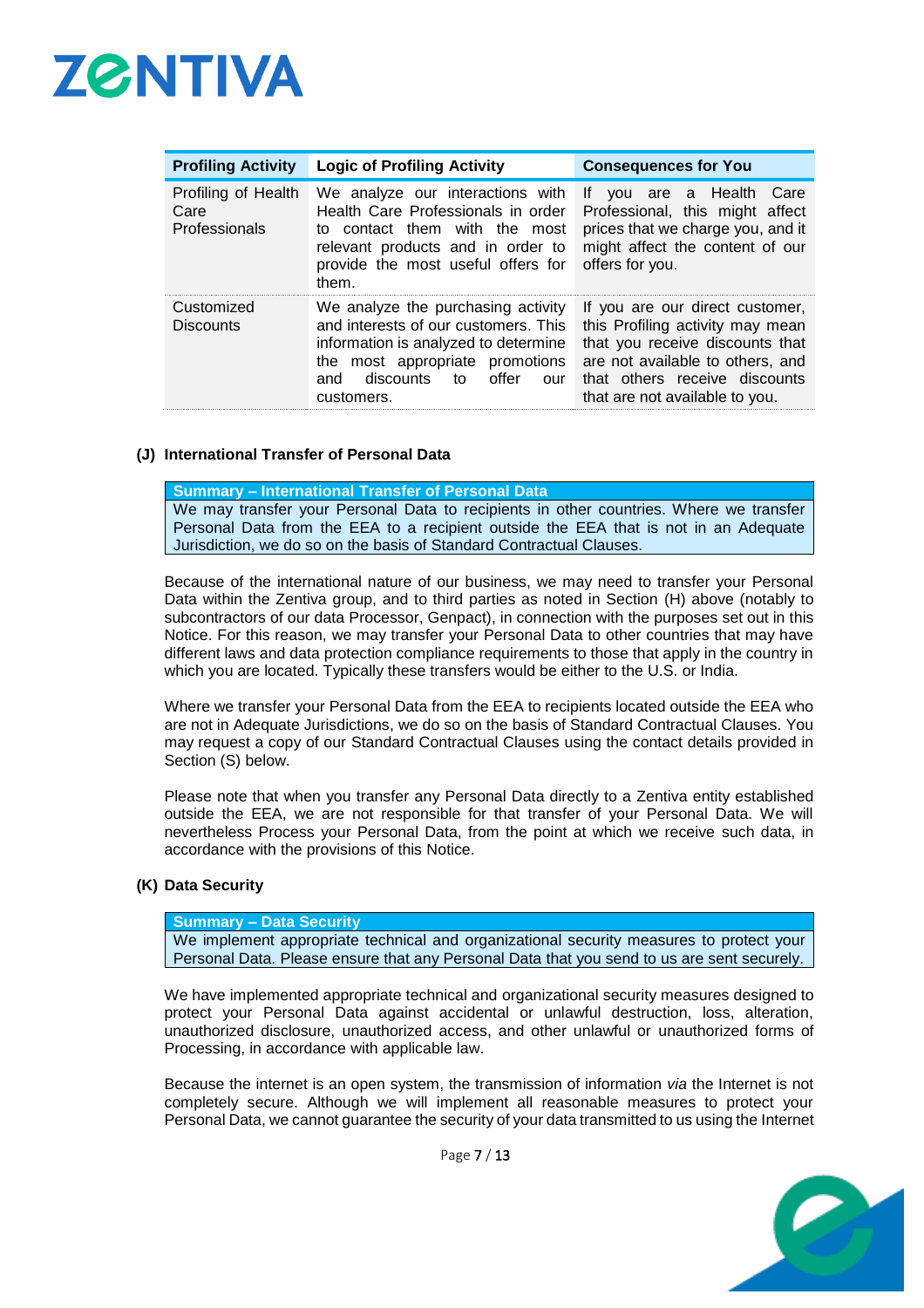| Profiling Activity | Logic of Profiling Activity | Consequences for You |
|---|---|---|
| Profiling of Health Care Professionals | We analyze our interactions with Health Care Professionals in order to contact them with the most relevant products and in order to provide the most useful offers for them. | If you are a Health Care Professional, this might affect prices that we charge you, and it might affect the content of our offers for you. |
| Customized Discounts | We analyze the purchasing activity and interests of our customers. This information is analyzed to determine the most appropriate promotions and discounts to offer our customers. | If you are our direct customer, this Profiling activity may mean that you receive discounts that are not available to others, and that others receive discounts that are not available to you. |

### (J) International Transfer of Personal Data

| Summary – International Transfer of Personal Data |
|---|
| We may transfer your Personal Data to recipients in other countries. Where we transfer Personal Data from the EEA to a recipient outside the EEA that is not in an Adequate Jurisdiction, we do so on the basis of Standard Contractual Clauses. |

Because of the international nature of our business, we may need to transfer your Personal Data within the Zentiva group, and to third parties as noted in Section (H) above (notably to subcontractors of our data Processor, Genpact), in connection with the purposes set out in this Notice. For this reason, we may transfer your Personal Data to other countries that may have different laws and data protection compliance requirements to those that apply in the country in which you are located. Typically these transfers would be either to the U.S. or India.

Where we transfer your Personal Data from the EEA to recipients located outside the EEA who are not in Adequate Jurisdictions, we do so on the basis of Standard Contractual Clauses. You may request a copy of our Standard Contractual Clauses using the contact details provided in Section (S) below.

Please note that when you transfer any Personal Data directly to a Zentiva entity established outside the EEA, we are not responsible for that transfer of your Personal Data. We will nevertheless Process your Personal Data, from the point at which we receive such data, in accordance with the provisions of this Notice.

### (K) Data Security

| Summary – Data Security |
|---|
| We implement appropriate technical and organizational security measures to protect your Personal Data. Please ensure that any Personal Data that you send to us are sent securely. |

We have implemented appropriate technical and organizational security measures designed to protect your Personal Data against accidental or unlawful destruction, loss, alteration, unauthorized disclosure, unauthorized access, and other unlawful or unauthorized forms of Processing, in accordance with applicable law.

Because the internet is an open system, the transmission of information *via* the Internet is not completely secure. Although we will implement all reasonable measures to protect your Personal Data, we cannot guarantee the security of your data transmitted to us using the Internet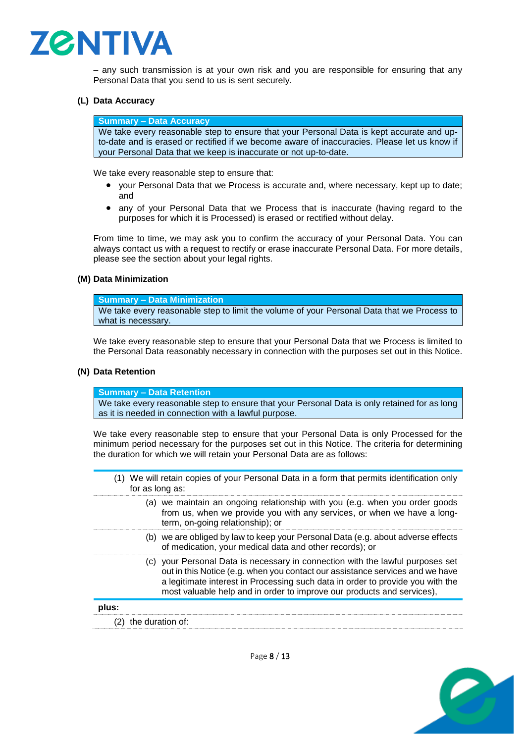– any such transmission is at your own risk and you are responsible for ensuring that any Personal Data that you send to us is sent securely.

**(L) Data Accuracy**

| Summary – Data Accuracy |
| --- |
| We take every reasonable step to ensure that your Personal Data is kept accurate and up-to-date and is erased or rectified if we become aware of inaccuracies. Please let us know if your Personal Data that we keep is inaccurate or not up-to-date. |

We take every reasonable step to ensure that:

- your Personal Data that we Process is accurate and, where necessary, kept up to date; and
- any of your Personal Data that we Process that is inaccurate (having regard to the purposes for which it is Processed) is erased or rectified without delay.

From time to time, we may ask you to confirm the accuracy of your Personal Data. You can always contact us with a request to rectify or erase inaccurate Personal Data. For more details, please see the section about your legal rights.

**(M) Data Minimization**

| Summary – Data Minimization |
| --- |
| We take every reasonable step to limit the volume of your Personal Data that we Process to what is necessary. |

We take every reasonable step to ensure that your Personal Data that we Process is limited to the Personal Data reasonably necessary in connection with the purposes set out in this Notice.

**(N) Data Retention**

| Summary – Data Retention |
| --- |
| We take every reasonable step to ensure that your Personal Data is only retained for as long as it is needed in connection with a lawful purpose. |

We take every reasonable step to ensure that your Personal Data is only Processed for the minimum period necessary for the purposes set out in this Notice. The criteria for determining the duration for which we will retain your Personal Data are as follows:

(1) We will retain copies of your Personal Data in a form that permits identification only for as long as:

(a) we maintain an ongoing relationship with you (e.g. when you order goods from us, when we provide you with any services, or when we have a long-term, on-going relationship); or

(b) we are obliged by law to keep your Personal Data (e.g. about adverse effects of medication, your medical data and other records); or

(c) your Personal Data is necessary in connection with the lawful purposes set out in this Notice (e.g. when you contact our assistance services and we have a legitimate interest in Processing such data in order to provide you with the most valuable help and in order to improve our products and services),

**plus:**

(2) the duration of: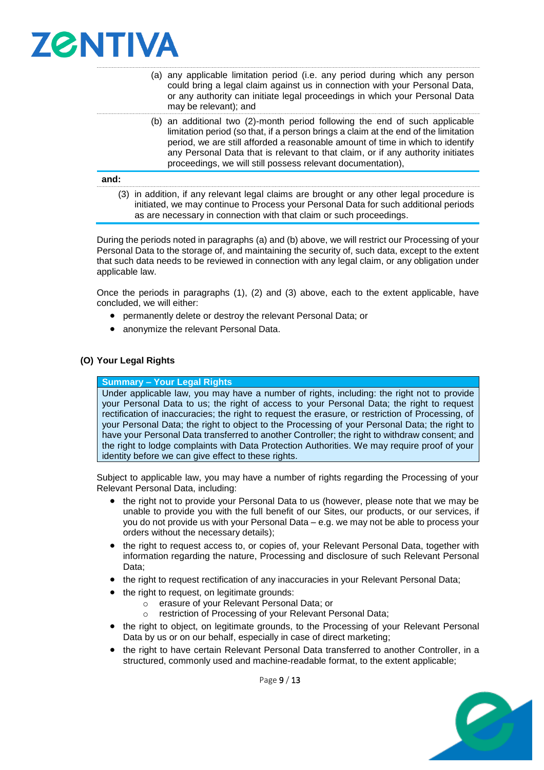(a) any applicable limitation period (i.e. any period during which any person could bring a legal claim against us in connection with your Personal Data, or any authority can initiate legal proceedings in which your Personal Data may be relevant); and

(b) an additional two (2)-month period following the end of such applicable limitation period (so that, if a person brings a claim at the end of the limitation period, we are still afforded a reasonable amount of time in which to identify any Personal Data that is relevant to that claim, or if any authority initiates proceedings, we will still possess relevant documentation),

**and:**

(3) in addition, if any relevant legal claims are brought or any other legal procedure is initiated, we may continue to Process your Personal Data for such additional periods as are necessary in connection with that claim or such proceedings.

During the periods noted in paragraphs (a) and (b) above, we will restrict our Processing of your Personal Data to the storage of, and maintaining the security of, such data, except to the extent that such data needs to be reviewed in connection with any legal claim, or any obligation under applicable law.

Once the periods in paragraphs (1), (2) and (3) above, each to the extent applicable, have concluded, we will either:

- permanently delete or destroy the relevant Personal Data; or
- anonymize the relevant Personal Data.

## (O) Your Legal Rights

**Summary – Your Legal Rights**

Under applicable law, you may have a number of rights, including: the right not to provide your Personal Data to us; the right of access to your Personal Data; the right to request rectification of inaccuracies; the right to request the erasure, or restriction of Processing, of your Personal Data; the right to object to the Processing of your Personal Data; the right to have your Personal Data transferred to another Controller; the right to withdraw consent; and the right to lodge complaints with Data Protection Authorities. We may require proof of your identity before we can give effect to these rights.

Subject to applicable law, you may have a number of rights regarding the Processing of your Relevant Personal Data, including:

- the right not to provide your Personal Data to us (however, please note that we may be unable to provide you with the full benefit of our Sites, our products, or our services, if you do not provide us with your Personal Data – e.g. we may not be able to process your orders without the necessary details);
- the right to request access to, or copies of, your Relevant Personal Data, together with information regarding the nature, Processing and disclosure of such Relevant Personal Data;
- the right to request rectification of any inaccuracies in your Relevant Personal Data;
- the right to request, on legitimate grounds:
  - erasure of your Relevant Personal Data; or
  - restriction of Processing of your Relevant Personal Data;
- the right to object, on legitimate grounds, to the Processing of your Relevant Personal Data by us or on our behalf, especially in case of direct marketing;
- the right to have certain Relevant Personal Data transferred to another Controller, in a structured, commonly used and machine-readable format, to the extent applicable;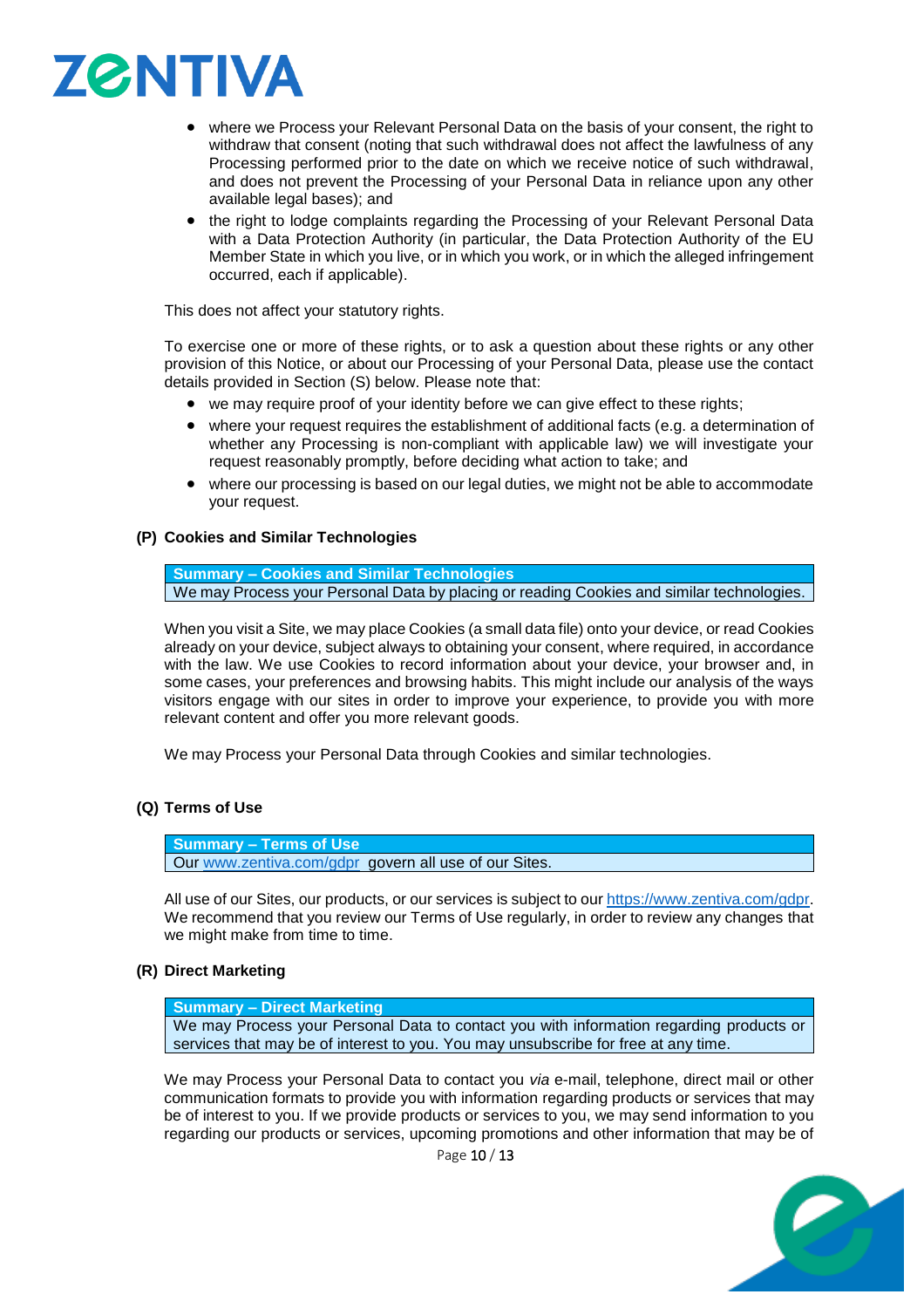- where we Process your Relevant Personal Data on the basis of your consent, the right to withdraw that consent (noting that such withdrawal does not affect the lawfulness of any Processing performed prior to the date on which we receive notice of such withdrawal, and does not prevent the Processing of your Personal Data in reliance upon any other available legal bases); and
- the right to lodge complaints regarding the Processing of your Relevant Personal Data with a Data Protection Authority (in particular, the Data Protection Authority of the EU Member State in which you live, or in which you work, or in which the alleged infringement occurred, each if applicable).

This does not affect your statutory rights.

To exercise one or more of these rights, or to ask a question about these rights or any other provision of this Notice, or about our Processing of your Personal Data, please use the contact details provided in Section (S) below. Please note that:

- we may require proof of your identity before we can give effect to these rights;
- where your request requires the establishment of additional facts (e.g. a determination of whether any Processing is non-compliant with applicable law) we will investigate your request reasonably promptly, before deciding what action to take; and
- where our processing is based on our legal duties, we might not be able to accommodate your request.

### (P) Cookies and Similar Technologies

| Summary – Cookies and Similar Technologies |
|---|
| We may Process your Personal Data by placing or reading Cookies and similar technologies. |

When you visit a Site, we may place Cookies (a small data file) onto your device, or read Cookies already on your device, subject always to obtaining your consent, where required, in accordance with the law. We use Cookies to record information about your device, your browser and, in some cases, your preferences and browsing habits. This might include our analysis of the ways visitors engage with our sites in order to improve your experience, to provide you with more relevant content and offer you more relevant goods.

We may Process your Personal Data through Cookies and similar technologies.

### (Q) Terms of Use

| Summary – Terms of Use |
|---|
| Our www.zentiva.com/gdpr govern all use of our Sites. |

All use of our Sites, our products, or our services is subject to our https://www.zentiva.com/gdpr. We recommend that you review our Terms of Use regularly, in order to review any changes that we might make from time to time.

### (R) Direct Marketing

| Summary – Direct Marketing |
|---|
| We may Process your Personal Data to contact you with information regarding products or services that may be of interest to you. You may unsubscribe for free at any time. |

We may Process your Personal Data to contact you *via* e-mail, telephone, direct mail or other communication formats to provide you with information regarding products or services that may be of interest to you. If we provide products or services to you, we may send information to you regarding our products or services, upcoming promotions and other information that may be of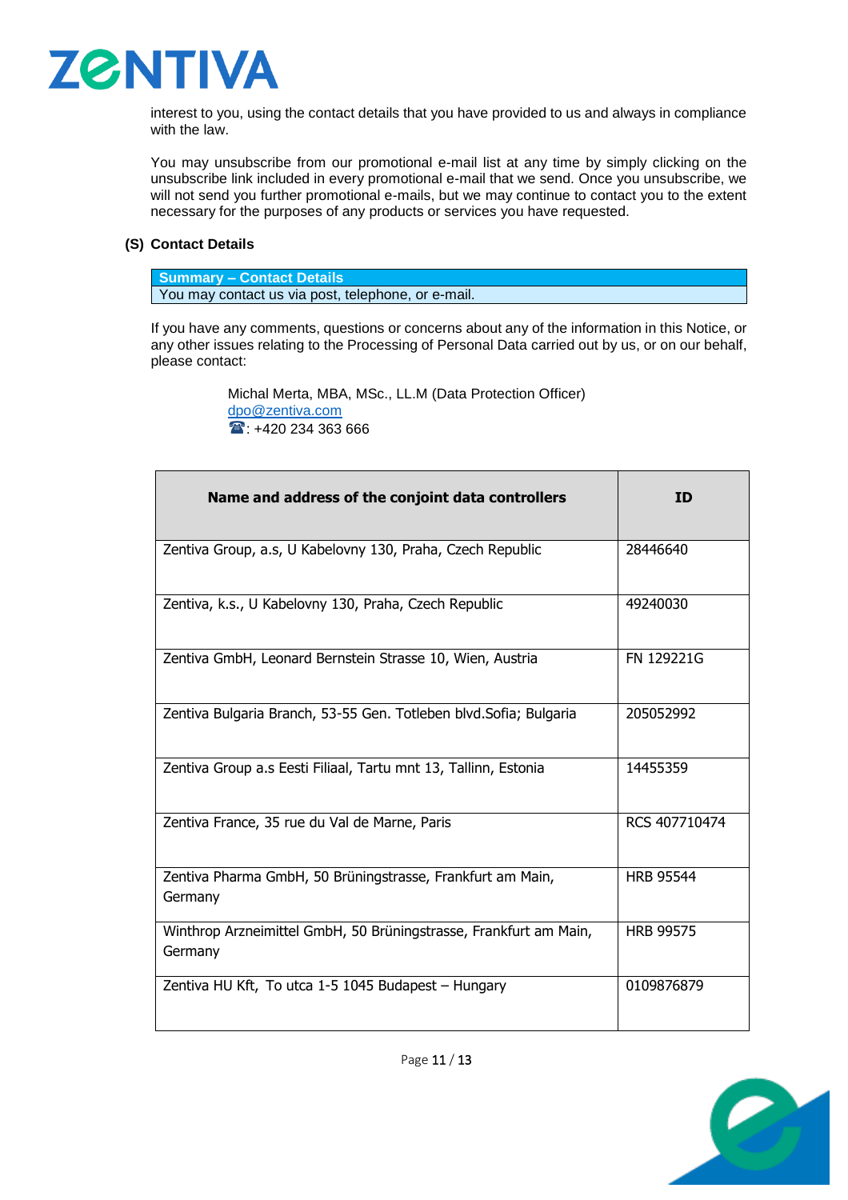interest to you, using the contact details that you have provided to us and always in compliance with the law.

You may unsubscribe from our promotional e-mail list at any time by simply clicking on the unsubscribe link included in every promotional e-mail that we send. Once you unsubscribe, we will not send you further promotional e-mails, but we may continue to contact you to the extent necessary for the purposes of any products or services you have requested.

### (S) Contact Details

| Summary – Contact Details |
| --- |
| You may contact us via post, telephone, or e-mail. |

If you have any comments, questions or concerns about any of the information in this Notice, or any other issues relating to the Processing of Personal Data carried out by us, or on our behalf, please contact:

Michal Merta, MBA, MSc., LL.M (Data Protection Officer)
dpo@zentiva.com
☎: +420 234 363 666

| Name and address of the conjoint data controllers | ID |
| --- | --- |
| Zentiva Group, a.s, U Kabelovny 130, Praha, Czech Republic | 28446640 |
| Zentiva, k.s., U Kabelovny 130, Praha, Czech Republic | 49240030 |
| Zentiva GmbH, Leonard Bernstein Strasse 10, Wien, Austria | FN 129221G |
| Zentiva Bulgaria Branch, 53-55 Gen. Totleben blvd.Sofia; Bulgaria | 205052992 |
| Zentiva Group a.s Eesti Filiaal, Tartu mnt 13, Tallinn, Estonia | 14455359 |
| Zentiva France, 35 rue du Val de Marne, Paris | RCS 407710474 |
| Zentiva Pharma GmbH, 50 Brüningstrasse, Frankfurt am Main, Germany | HRB 95544 |
| Winthrop Arzneimittel GmbH, 50 Brüningstrasse, Frankfurt am Main, Germany | HRB 99575 |
| Zentiva HU Kft, To utca 1-5 1045 Budapest – Hungary | 0109876879 |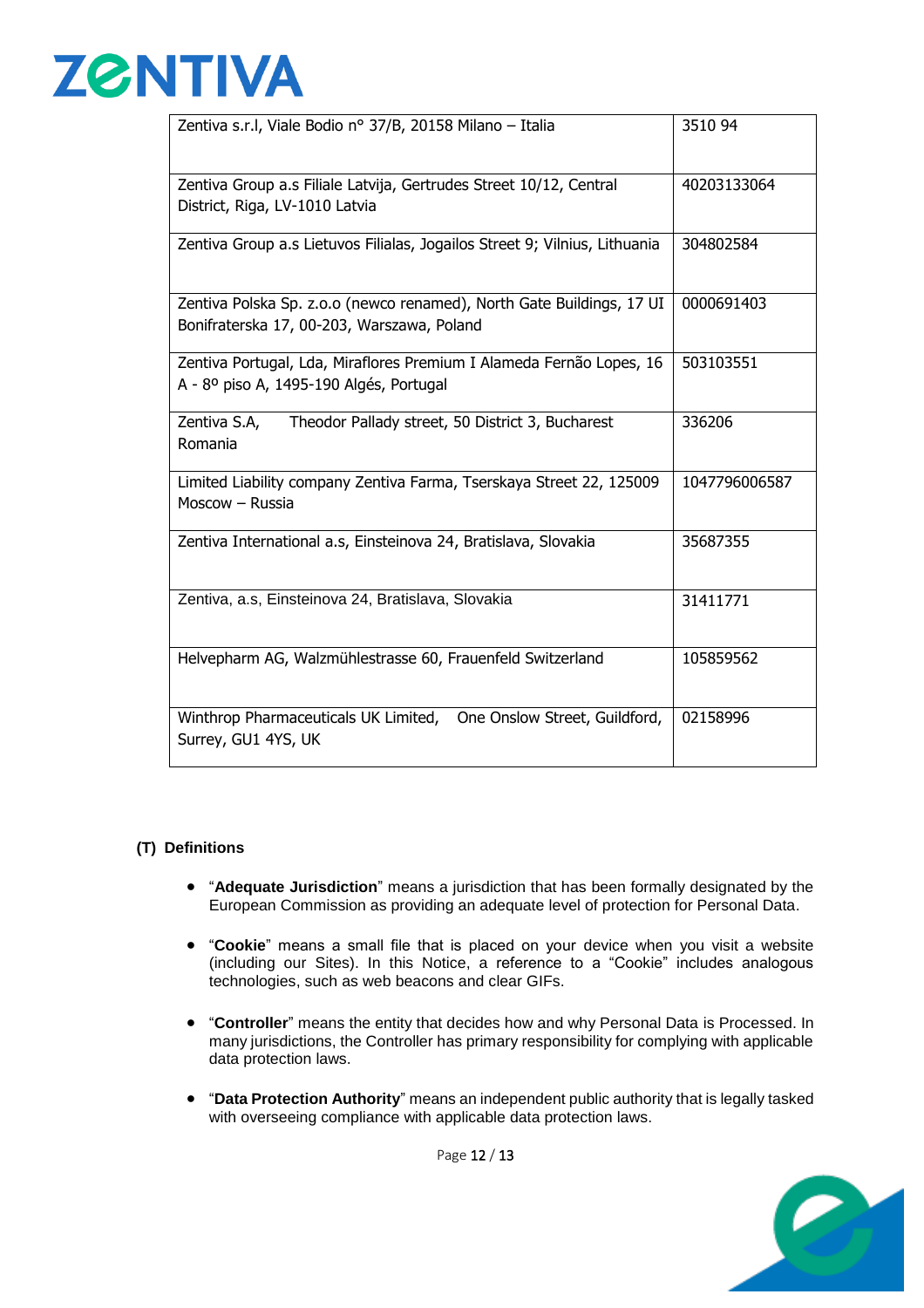| | |
|---|---|
| Zentiva s.r.l, Viale Bodio n° 37/B, 20158 Milano – Italia | 3510 94 |
| Zentiva Group a.s Filiale Latvija, Gertrudes Street 10/12, Central District, Riga, LV-1010 Latvia | 40203133064 |
| Zentiva Group a.s Lietuvos Filialas, Jogailos Street 9; Vilnius, Lithuania | 304802584 |
| Zentiva Polska Sp. z.o.o (newco renamed), North Gate Buildings, 17 Ul Bonifraterska 17, 00-203, Warszawa, Poland | 0000691403 |
| Zentiva Portugal, Lda, Miraflores Premium I Alameda Fernão Lopes, 16 A - 8º piso A, 1495-190 Algés, Portugal | 503103551 |
| Zentiva S.A, Theodor Pallady street, 50 District 3, Bucharest Romania | 336206 |
| Limited Liability company Zentiva Farma, Tserskaya Street 22, 125009 Moscow – Russia | 1047796006587 |
| Zentiva International a.s, Einsteinova 24, Bratislava, Slovakia | 35687355 |
| Zentiva, a.s, Einsteinova 24, Bratislava, Slovakia | 31411771 |
| Helvepharm AG, Walzmühlestrasse 60, Frauenfeld Switzerland | 105859562 |
| Winthrop Pharmaceuticals UK Limited, One Onslow Street, Guildford, Surrey, GU1 4YS, UK | 02158996 |

### (T) Definitions

- "**Adequate Jurisdiction**" means a jurisdiction that has been formally designated by the European Commission as providing an adequate level of protection for Personal Data.

- "**Cookie**" means a small file that is placed on your device when you visit a website (including our Sites). In this Notice, a reference to a "Cookie" includes analogous technologies, such as web beacons and clear GIFs.

- "**Controller**" means the entity that decides how and why Personal Data is Processed. In many jurisdictions, the Controller has primary responsibility for complying with applicable data protection laws.

- "**Data Protection Authority**" means an independent public authority that is legally tasked with overseeing compliance with applicable data protection laws.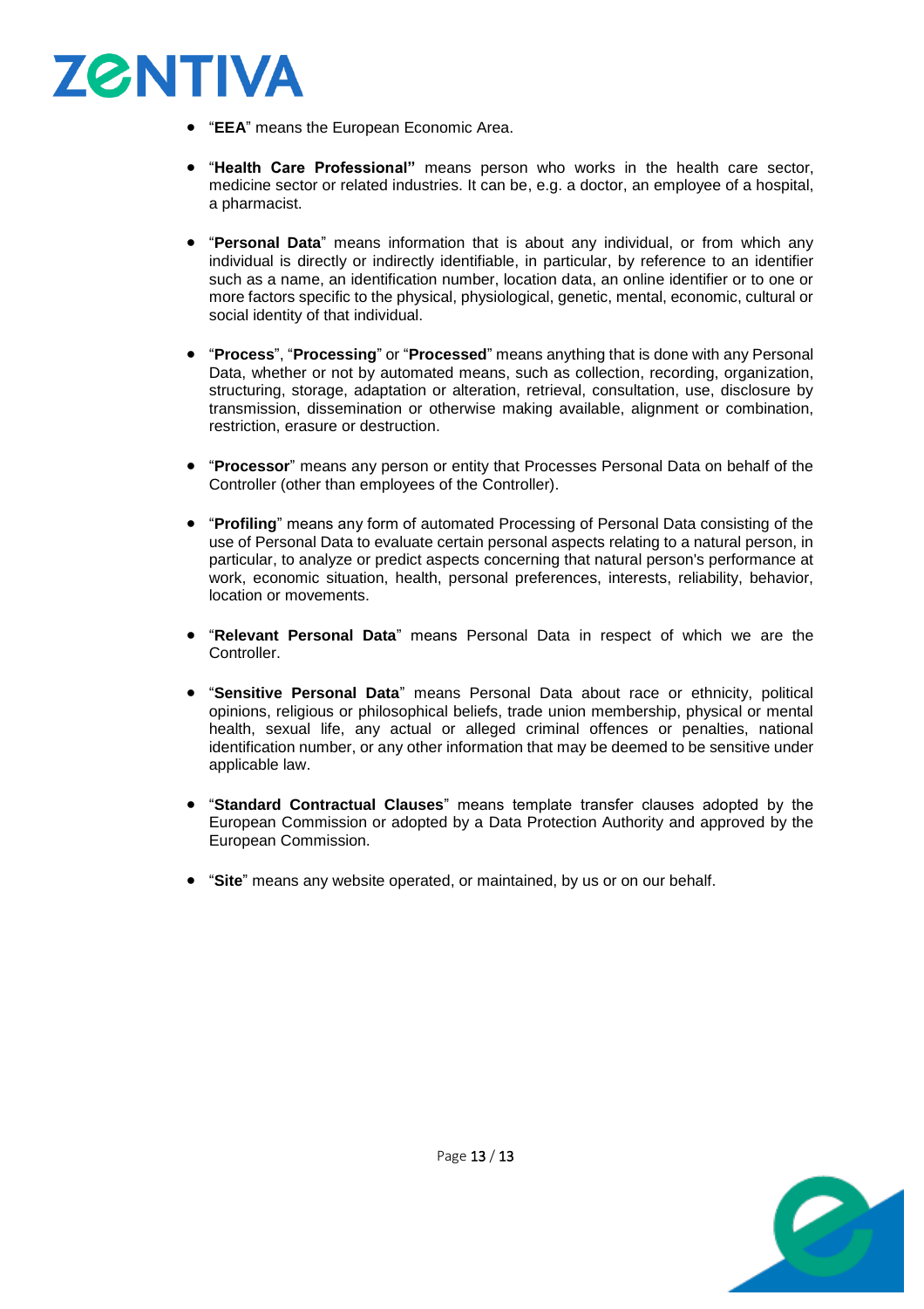- "**EEA**" means the European Economic Area.

- "**Health Care Professional"** means person who works in the health care sector, medicine sector or related industries. It can be, e.g. a doctor, an employee of a hospital, a pharmacist.

- "**Personal Data**" means information that is about any individual, or from which any individual is directly or indirectly identifiable, in particular, by reference to an identifier such as a name, an identification number, location data, an online identifier or to one or more factors specific to the physical, physiological, genetic, mental, economic, cultural or social identity of that individual.

- "**Process**", "**Processing**" or "**Processed**" means anything that is done with any Personal Data, whether or not by automated means, such as collection, recording, organization, structuring, storage, adaptation or alteration, retrieval, consultation, use, disclosure by transmission, dissemination or otherwise making available, alignment or combination, restriction, erasure or destruction.

- "**Processor**" means any person or entity that Processes Personal Data on behalf of the Controller (other than employees of the Controller).

- "**Profiling**" means any form of automated Processing of Personal Data consisting of the use of Personal Data to evaluate certain personal aspects relating to a natural person, in particular, to analyze or predict aspects concerning that natural person's performance at work, economic situation, health, personal preferences, interests, reliability, behavior, location or movements.

- "**Relevant Personal Data**" means Personal Data in respect of which we are the Controller.

- "**Sensitive Personal Data**" means Personal Data about race or ethnicity, political opinions, religious or philosophical beliefs, trade union membership, physical or mental health, sexual life, any actual or alleged criminal offences or penalties, national identification number, or any other information that may be deemed to be sensitive under applicable law.

- "**Standard Contractual Clauses**" means template transfer clauses adopted by the European Commission or adopted by a Data Protection Authority and approved by the European Commission.

- "**Site**" means any website operated, or maintained, by us or on our behalf.